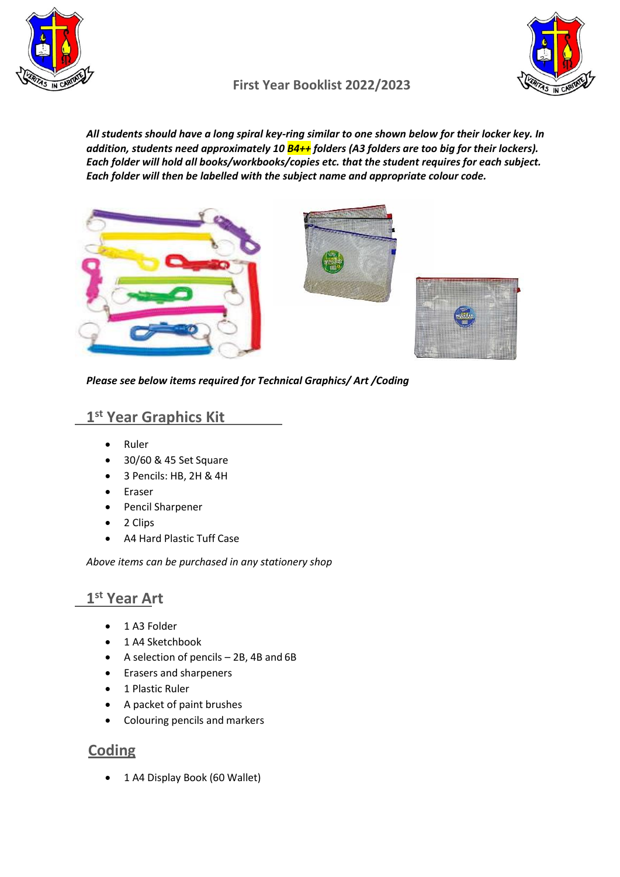# First Year Booklist 2022/2023

***All students should have a long spiral key-ring similar to one shown below for their locker key. In addition, students need approximately 10 B4++ folders (A3 folders are too big for their lockers). Each folder will hold all books/workbooks/copies etc. that the student requires for each subject. Each folder will then be labelled with the subject name and appropriate colour code.***

***Please see below items required for Technical Graphics/ Art /Coding***

## 1st Year Graphics Kit

- Ruler
- 30/60 & 45 Set Square
- 3 Pencils: HB, 2H & 4H
- Eraser
- Pencil Sharpener
- 2 Clips
- A4 Hard Plastic Tuff Case

*Above items can be purchased in any stationery shop*

## 1st Year Art

- 1 A3 Folder
- 1 A4 Sketchbook
- A selection of pencils – 2B, 4B and 6B
- Erasers and sharpeners
- 1 Plastic Ruler
- A packet of paint brushes
- Colouring pencils and markers

## Coding

- 1 A4 Display Book (60 Wallet)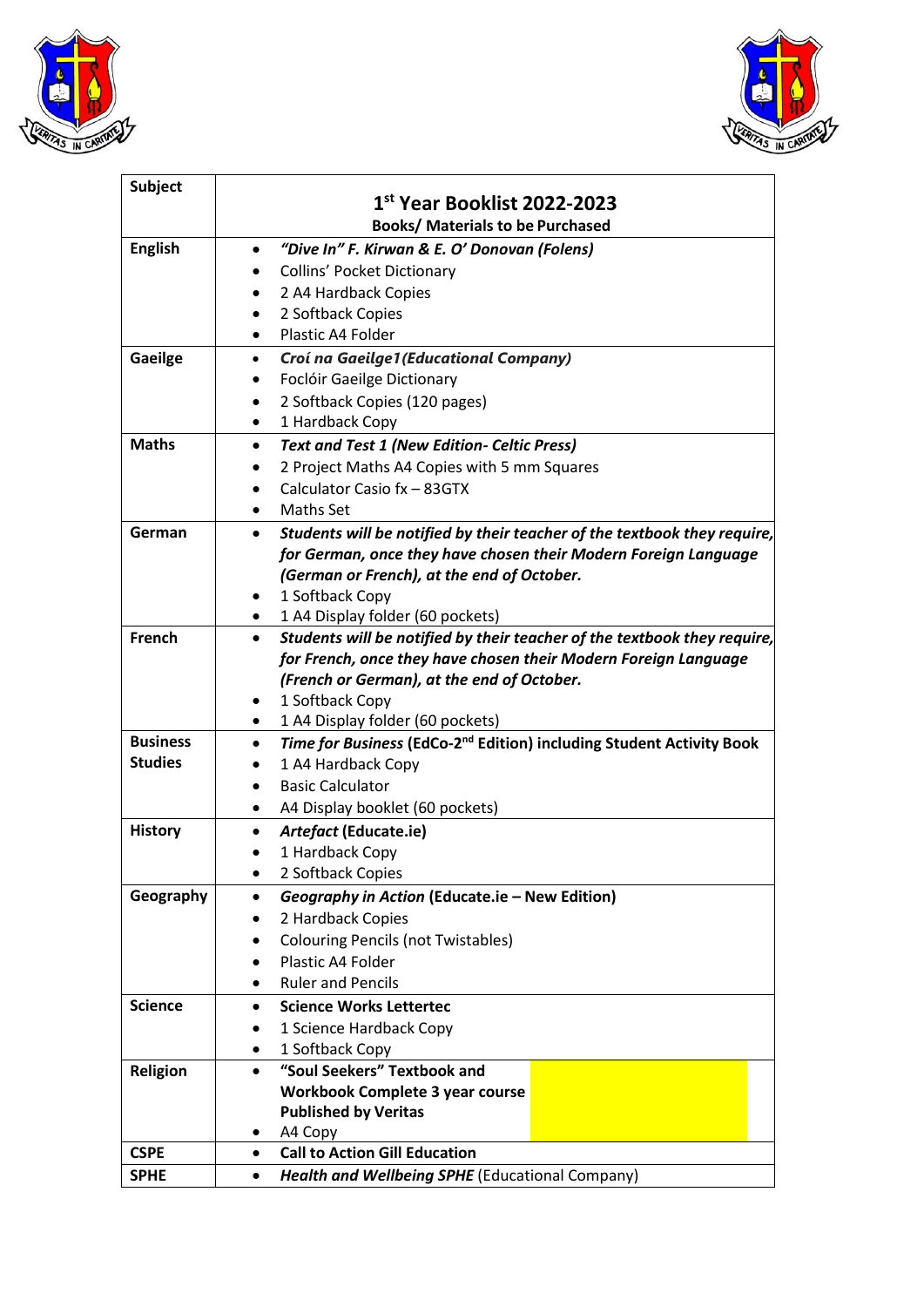| Subject | 1st Year Booklist 2022-2023<br>**Books/ Materials to be Purchased** |
|---|---|
| **English** | • ***"Dive In" F. Kirwan & E. O' Donovan (Folens)***<br>• Collins' Pocket Dictionary<br>• 2 A4 Hardback Copies<br>• 2 Softback Copies<br>• Plastic A4 Folder |
| **Gaeilge** | • ***Croí na Gaeilge1(Educational Company)***<br>• Foclóir Gaeilge Dictionary<br>• 2 Softback Copies (120 pages)<br>• 1 Hardback Copy |
| **Maths** | • ***Text and Test 1 (New Edition- Celtic Press)***<br>• 2 Project Maths A4 Copies with 5 mm Squares<br>• Calculator Casio fx – 83GTX<br>• Maths Set |
| **German** | • ***Students will be notified by their teacher of the textbook they require, for German, once they have chosen their Modern Foreign Language (German or French), at the end of October.***<br>• 1 Softback Copy<br>• 1 A4 Display folder (60 pockets) |
| **French** | • ***Students will be notified by their teacher of the textbook they require, for French, once they have chosen their Modern Foreign Language (French or German), at the end of October.***<br>• 1 Softback Copy<br>• 1 A4 Display folder (60 pockets) |
| **Business Studies** | • ***Time for Business* (EdCo-2nd Edition) including Student Activity Book**<br>• 1 A4 Hardback Copy<br>• Basic Calculator<br>• A4 Display booklet (60 pockets) |
| **History** | • ***Artefact* (Educate.ie)**<br>• 1 Hardback Copy<br>• 2 Softback Copies |
| **Geography** | • ***Geography in Action* (Educate.ie – New Edition)**<br>• 2 Hardback Copies<br>• Colouring Pencils (not Twistables)<br>• Plastic A4 Folder<br>• Ruler and Pencils |
| **Science** | • **Science Works Lettertec**<br>• 1 Science Hardback Copy<br>• 1 Softback Copy |
| **Religion** | • **"Soul Seekers" Textbook and Workbook Complete 3 year course Published by Veritas**<br>• A4 Copy |
| **CSPE** | • **Call to Action Gill Education** |
| **SPHE** | • ***Health and Wellbeing SPHE*** (Educational Company) |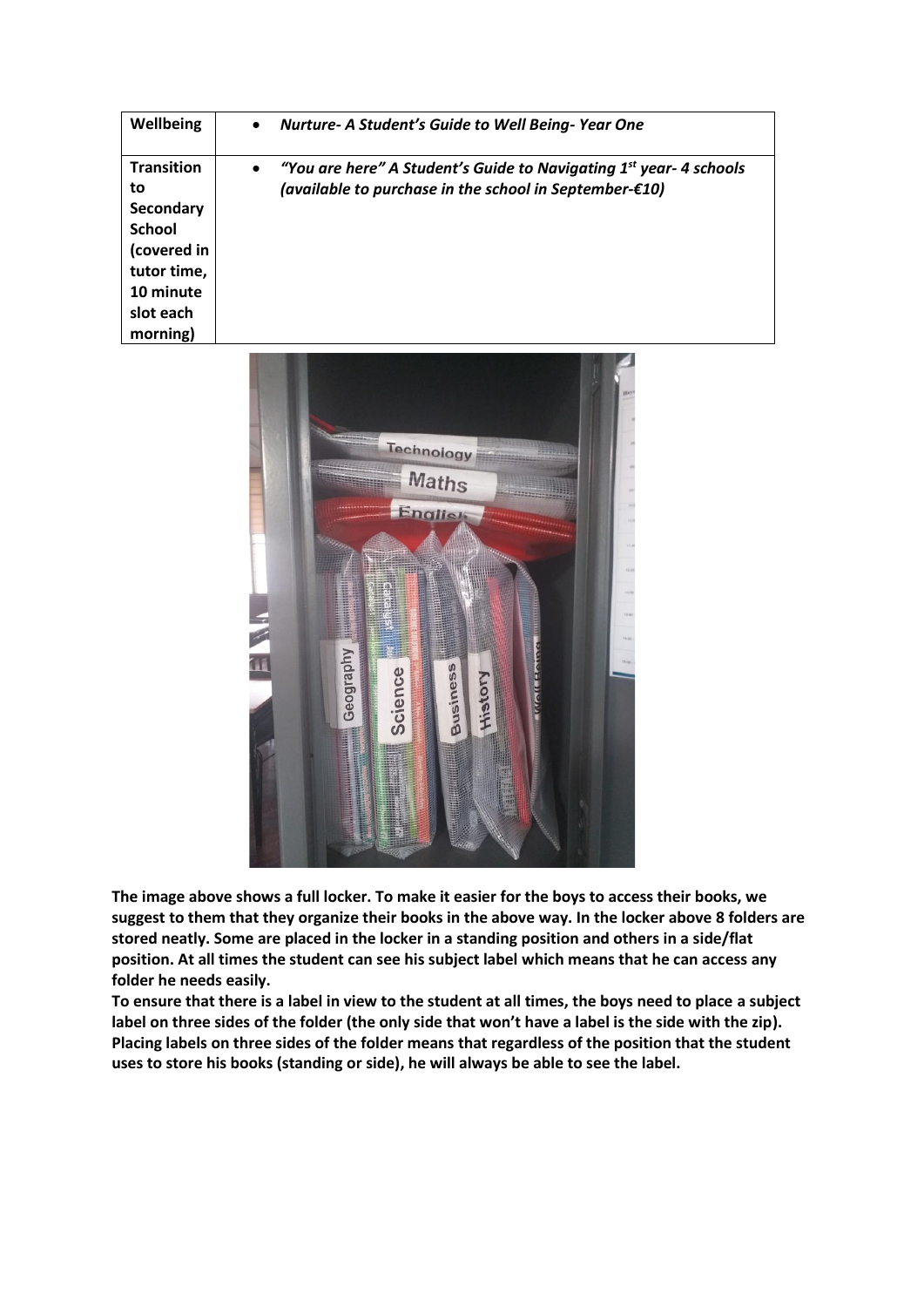| | |
|---|---|
| **Wellbeing** | • ***Nurture- A Student's Guide to Well Being- Year One*** |
| **Transition to Secondary School (covered in tutor time, 10 minute slot each morning)** | • ***"You are here" A Student's Guide to Navigating 1st year- 4 schools (available to purchase in the school in September-€10)*** |

**The image above shows a full locker. To make it easier for the boys to access their books, we suggest to them that they organize their books in the above way. In the locker above 8 folders are stored neatly. Some are placed in the locker in a standing position and others in a side/flat position. At all times the student can see his subject label which means that he can access any folder he needs easily.**

**To ensure that there is a label in view to the student at all times, the boys need to place a subject label on three sides of the folder (the only side that won't have a label is the side with the zip). Placing labels on three sides of the folder means that regardless of the position that the student uses to store his books (standing or side), he will always be able to see the label.**